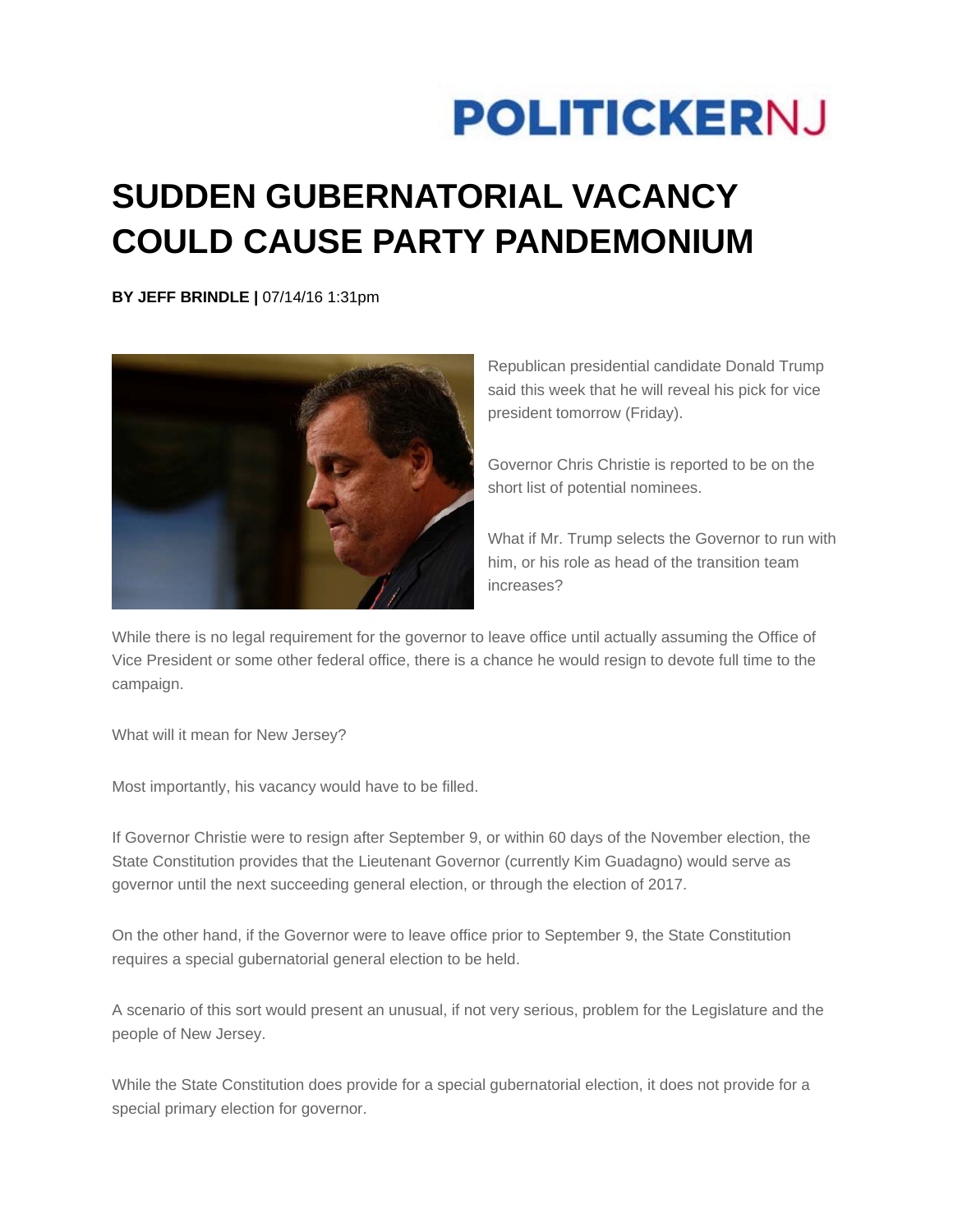# POLITICKERNJ

# SUDDEN GUBERNATORIAL VACANCY COULD CAUSE PARTY PANDEMONIUM

**BY JEFF BRINDLE |** 07/14/16 1:31pm

Republican presidential candidate Donald Trump said this week that he will reveal his pick for vice president tomorrow (Friday).

Governor Chris Christie is reported to be on the short list of potential nominees.

What if Mr. Trump selects the Governor to run with him, or his role as head of the transition team increases?

While there is no legal requirement for the governor to leave office until actually assuming the Office of Vice President or some other federal office, there is a chance he would resign to devote full time to the campaign.

What will it mean for New Jersey?

Most importantly, his vacancy would have to be filled.

If Governor Christie were to resign after September 9, or within 60 days of the November election, the State Constitution provides that the Lieutenant Governor (currently Kim Guadagno) would serve as governor until the next succeeding general election, or through the election of 2017.

On the other hand, if the Governor were to leave office prior to September 9, the State Constitution requires a special gubernatorial general election to be held.

A scenario of this sort would present an unusual, if not very serious, problem for the Legislature and the people of New Jersey.

While the State Constitution does provide for a special gubernatorial election, it does not provide for a special primary election for governor.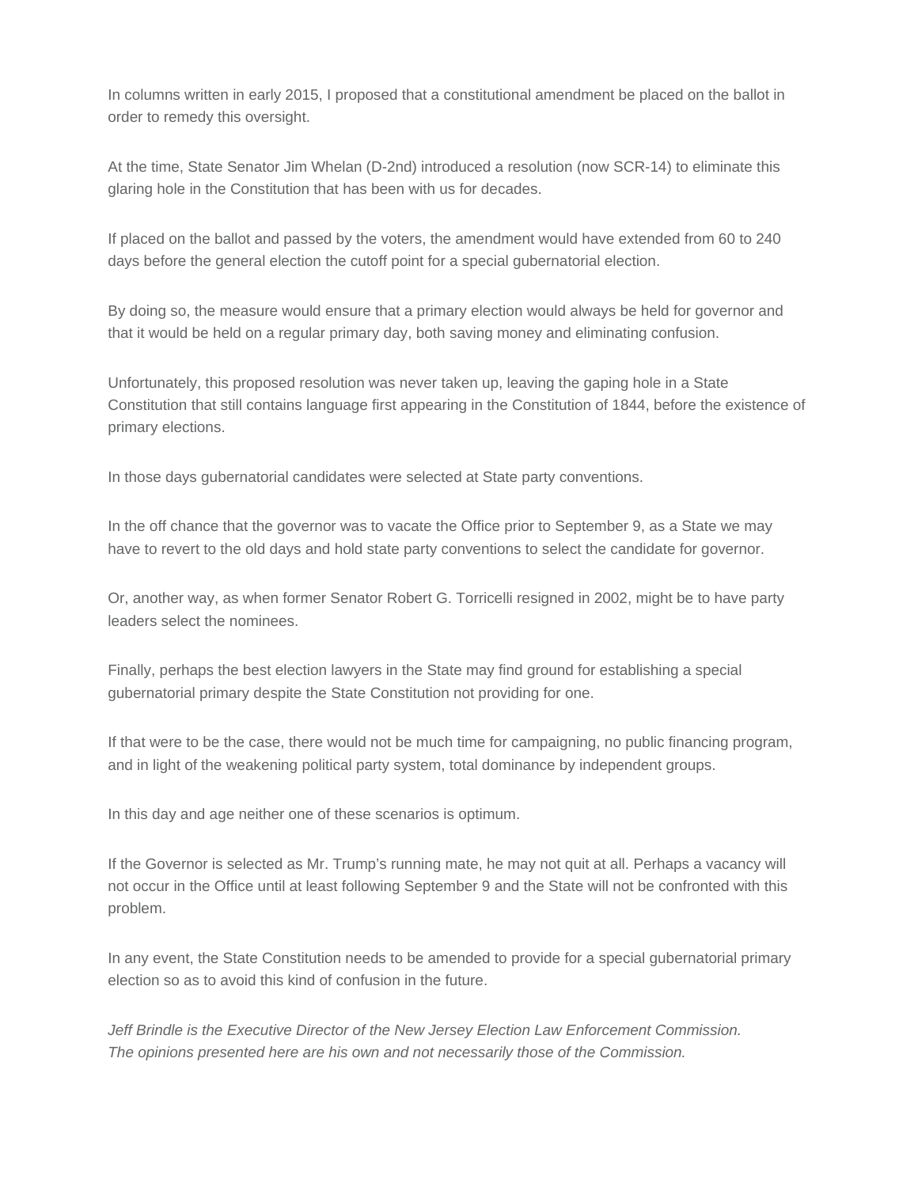In columns written in early 2015, I proposed that a constitutional amendment be placed on the ballot in order to remedy this oversight.

At the time, State Senator Jim Whelan (D-2nd) introduced a resolution (now SCR-14) to eliminate this glaring hole in the Constitution that has been with us for decades.

If placed on the ballot and passed by the voters, the amendment would have extended from 60 to 240 days before the general election the cutoff point for a special gubernatorial election.

By doing so, the measure would ensure that a primary election would always be held for governor and that it would be held on a regular primary day, both saving money and eliminating confusion.

Unfortunately, this proposed resolution was never taken up, leaving the gaping hole in a State Constitution that still contains language first appearing in the Constitution of 1844, before the existence of primary elections.

In those days gubernatorial candidates were selected at State party conventions.

In the off chance that the governor was to vacate the Office prior to September 9, as a State we may have to revert to the old days and hold state party conventions to select the candidate for governor.

Or, another way, as when former Senator Robert G. Torricelli resigned in 2002, might be to have party leaders select the nominees.

Finally, perhaps the best election lawyers in the State may find ground for establishing a special gubernatorial primary despite the State Constitution not providing for one.

If that were to be the case, there would not be much time for campaigning, no public financing program, and in light of the weakening political party system, total dominance by independent groups.

In this day and age neither one of these scenarios is optimum.

If the Governor is selected as Mr. Trump's running mate, he may not quit at all. Perhaps a vacancy will not occur in the Office until at least following September 9 and the State will not be confronted with this problem.

In any event, the State Constitution needs to be amended to provide for a special gubernatorial primary election so as to avoid this kind of confusion in the future.

*Jeff Brindle is the Executive Director of the New Jersey Election Law Enforcement Commission.*
*The opinions presented here are his own and not necessarily those of the Commission.*